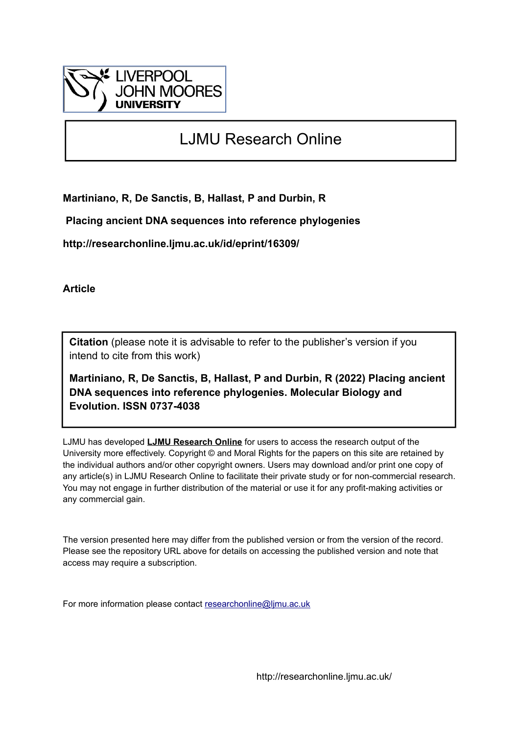# LJMU Research Online

**Martiniano, R, De Sanctis, B, Hallast, P and Durbin, R**

**Placing ancient DNA sequences into reference phylogenies**

**http://researchonline.ljmu.ac.uk/id/eprint/16309/**

**Article**

**Citation** (please note it is advisable to refer to the publisher's version if you intend to cite from this work)

**Martiniano, R, De Sanctis, B, Hallast, P and Durbin, R (2022) Placing ancient DNA sequences into reference phylogenies. Molecular Biology and Evolution. ISSN 0737-4038**

LJMU has developed **LJMU Research Online** for users to access the research output of the University more effectively. Copyright © and Moral Rights for the papers on this site are retained by the individual authors and/or other copyright owners. Users may download and/or print one copy of any article(s) in LJMU Research Online to facilitate their private study or for non-commercial research. You may not engage in further distribution of the material or use it for any profit-making activities or any commercial gain.

The version presented here may differ from the published version or from the version of the record. Please see the repository URL above for details on accessing the published version and note that access may require a subscription.

For more information please contact researchonline@ljmu.ac.uk

http://researchonline.ljmu.ac.uk/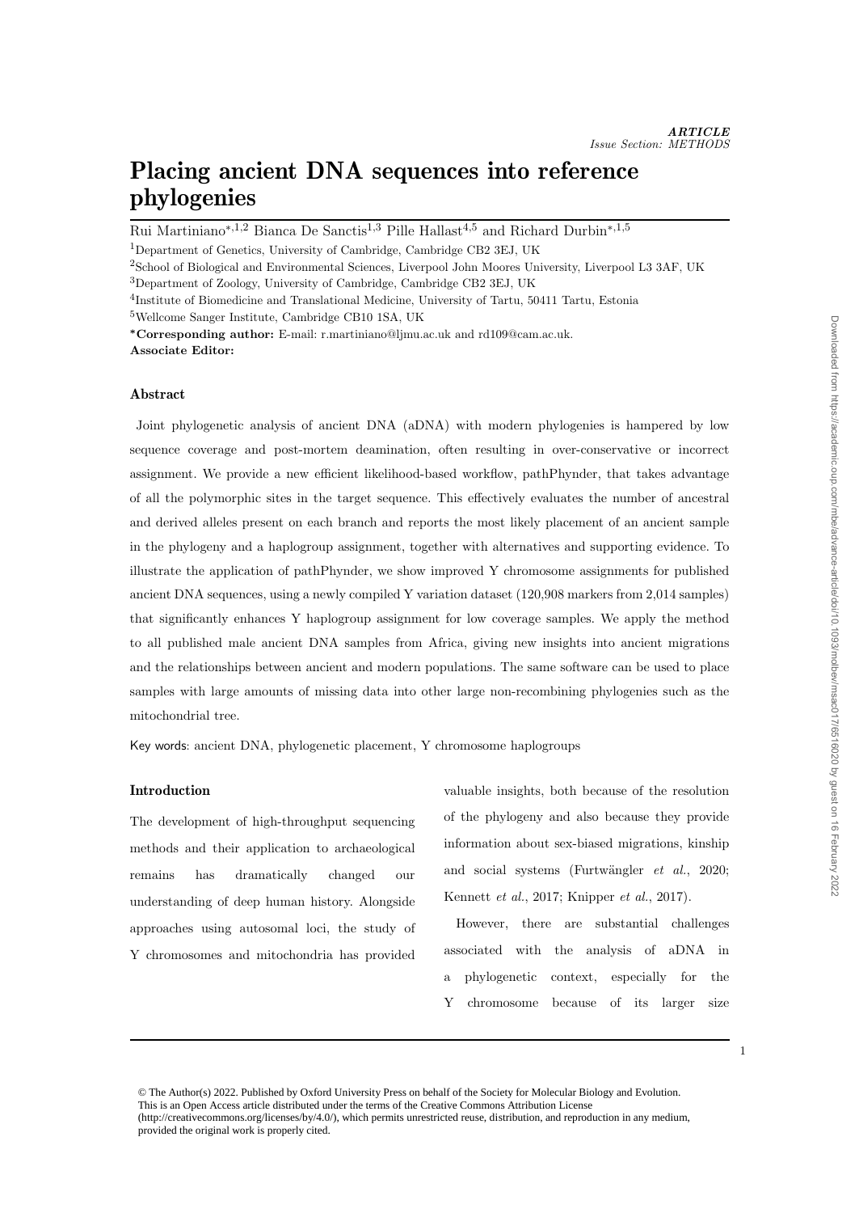ARTICLE
*Issue Section: METHODS*

# Placing ancient DNA sequences into reference phylogenies

Rui Martiniano*[,1,2] Bianca De Sanctis[1,3] Pille Hallast[4,5] and Richard Durbin*[,1,5]

[1]Department of Genetics, University of Cambridge, Cambridge CB2 3EJ, UK

[2]School of Biological and Environmental Sciences, Liverpool John Moores University, Liverpool L3 3AF, UK

[3]Department of Zoology, University of Cambridge, Cambridge CB2 3EJ, UK

[4]Institute of Biomedicine and Translational Medicine, University of Tartu, 50411 Tartu, Estonia

[5]Wellcome Sanger Institute, Cambridge CB10 1SA, UK

***Corresponding author:** E-mail: r.martiniano@ljmu.ac.uk and rd109@cam.ac.uk.

**Associate Editor:**

## Abstract

Joint phylogenetic analysis of ancient DNA (aDNA) with modern phylogenies is hampered by low sequence coverage and post-mortem deamination, often resulting in over-conservative or incorrect assignment. We provide a new efficient likelihood-based workflow, pathPhynder, that takes advantage of all the polymorphic sites in the target sequence. This effectively evaluates the number of ancestral and derived alleles present on each branch and reports the most likely placement of an ancient sample in the phylogeny and a haplogroup assignment, together with alternatives and supporting evidence. To illustrate the application of pathPhynder, we show improved Y chromosome assignments for published ancient DNA sequences, using a newly compiled Y variation dataset (120,908 markers from 2,014 samples) that significantly enhances Y haplogroup assignment for low coverage samples. We apply the method to all published male ancient DNA samples from Africa, giving new insights into ancient migrations and the relationships between ancient and modern populations. The same software can be used to place samples with large amounts of missing data into other large non-recombining phylogenies such as the mitochondrial tree.

Key words: ancient DNA, phylogenetic placement, Y chromosome haplogroups

## Introduction

The development of high-throughput sequencing methods and their application to archaeological remains has dramatically changed our understanding of deep human history. Alongside approaches using autosomal loci, the study of Y chromosomes and mitochondria has provided valuable insights, both because of the resolution of the phylogeny and also because they provide information about sex-biased migrations, kinship and social systems (Furtwängler *et al.*, 2020; Kennett *et al.*, 2017; Knipper *et al.*, 2017).

However, there are substantial challenges associated with the analysis of aDNA in a phylogenetic context, especially for the Y chromosome because of its larger size

© The Author(s) 2022. Published by Oxford University Press on behalf of the Society for Molecular Biology and Evolution. This is an Open Access article distributed under the terms of the Creative Commons Attribution License (http://creativecommons.org/licenses/by/4.0/), which permits unrestricted reuse, distribution, and reproduction in any medium, provided the original work is properly cited.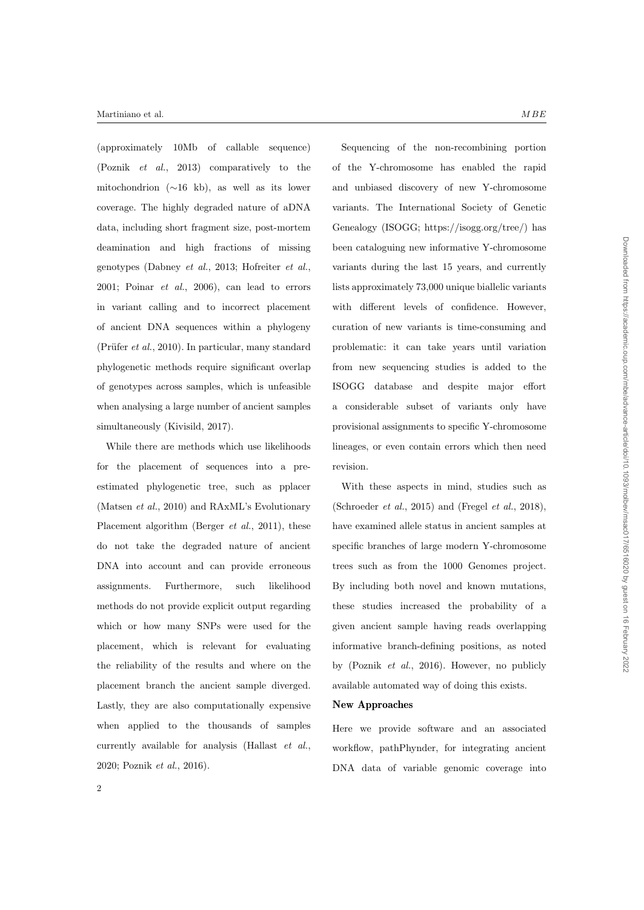(approximately 10Mb of callable sequence) (Poznik *et al.*, 2013) comparatively to the mitochondrion (∼16 kb), as well as its lower coverage. The highly degraded nature of aDNA data, including short fragment size, post-mortem deamination and high fractions of missing genotypes (Dabney *et al.*, 2013; Hofreiter *et al.*, 2001; Poinar *et al.*, 2006), can lead to errors in variant calling and to incorrect placement of ancient DNA sequences within a phylogeny (Prüfer *et al.*, 2010). In particular, many standard phylogenetic methods require significant overlap of genotypes across samples, which is unfeasible when analysing a large number of ancient samples simultaneously (Kivisild, 2017).

While there are methods which use likelihoods for the placement of sequences into a pre-estimated phylogenetic tree, such as pplacer (Matsen *et al.*, 2010) and RAxML's Evolutionary Placement algorithm (Berger *et al.*, 2011), these do not take the degraded nature of ancient DNA into account and can provide erroneous assignments. Furthermore, such likelihood methods do not provide explicit output regarding which or how many SNPs were used for the placement, which is relevant for evaluating the reliability of the results and where on the placement branch the ancient sample diverged. Lastly, they are also computationally expensive when applied to the thousands of samples currently available for analysis (Hallast *et al.*, 2020; Poznik *et al.*, 2016).

Sequencing of the non-recombining portion of the Y-chromosome has enabled the rapid and unbiased discovery of new Y-chromosome variants. The International Society of Genetic Genealogy (ISOGG; https://isogg.org/tree/) has been cataloguing new informative Y-chromosome variants during the last 15 years, and currently lists approximately 73,000 unique biallelic variants with different levels of confidence. However, curation of new variants is time-consuming and problematic: it can take years until variation from new sequencing studies is added to the ISOGG database and despite major effort a considerable subset of variants only have provisional assignments to specific Y-chromosome lineages, or even contain errors which then need revision.

With these aspects in mind, studies such as (Schroeder *et al.*, 2015) and (Fregel *et al.*, 2018), have examined allele status in ancient samples at specific branches of large modern Y-chromosome trees such as from the 1000 Genomes project. By including both novel and known mutations, these studies increased the probability of a given ancient sample having reads overlapping informative branch-defining positions, as noted by (Poznik *et al.*, 2016). However, no publicly available automated way of doing this exists.

**New Approaches**

Here we provide software and an associated workflow, pathPhynder, for integrating ancient DNA data of variable genomic coverage into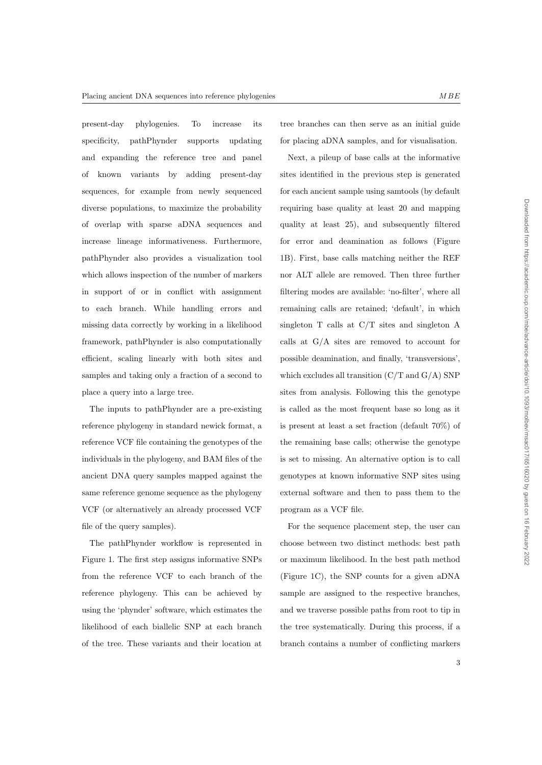present-day phylogenies. To increase its specificity, pathPhynder supports updating and expanding the reference tree and panel of known variants by adding present-day sequences, for example from newly sequenced diverse populations, to maximize the probability of overlap with sparse aDNA sequences and increase lineage informativeness. Furthermore, pathPhynder also provides a visualization tool which allows inspection of the number of markers in support of or in conflict with assignment to each branch. While handling errors and missing data correctly by working in a likelihood framework, pathPhynder is also computationally efficient, scaling linearly with both sites and samples and taking only a fraction of a second to place a query into a large tree.

The inputs to pathPhynder are a pre-existing reference phylogeny in standard newick format, a reference VCF file containing the genotypes of the individuals in the phylogeny, and BAM files of the ancient DNA query samples mapped against the same reference genome sequence as the phylogeny VCF (or alternatively an already processed VCF file of the query samples).

The pathPhynder workflow is represented in Figure 1. The first step assigns informative SNPs from the reference VCF to each branch of the reference phylogeny. This can be achieved by using the 'phynder' software, which estimates the likelihood of each biallelic SNP at each branch of the tree. These variants and their location at tree branches can then serve as an initial guide for placing aDNA samples, and for visualisation.

Next, a pileup of base calls at the informative sites identified in the previous step is generated for each ancient sample using samtools (by default requiring base quality at least 20 and mapping quality at least 25), and subsequently filtered for error and deamination as follows (Figure 1B). First, base calls matching neither the REF nor ALT allele are removed. Then three further filtering modes are available: 'no-filter', where all remaining calls are retained; 'default', in which singleton T calls at C/T sites and singleton A calls at G/A sites are removed to account for possible deamination, and finally, 'transversions', which excludes all transition (C/T and G/A) SNP sites from analysis. Following this the genotype is called as the most frequent base so long as it is present at least a set fraction (default 70%) of the remaining base calls; otherwise the genotype is set to missing. An alternative option is to call genotypes at known informative SNP sites using external software and then to pass them to the program as a VCF file.

For the sequence placement step, the user can choose between two distinct methods: best path or maximum likelihood. In the best path method (Figure 1C), the SNP counts for a given aDNA sample are assigned to the respective branches, and we traverse possible paths from root to tip in the tree systematically. During this process, if a branch contains a number of conflicting markers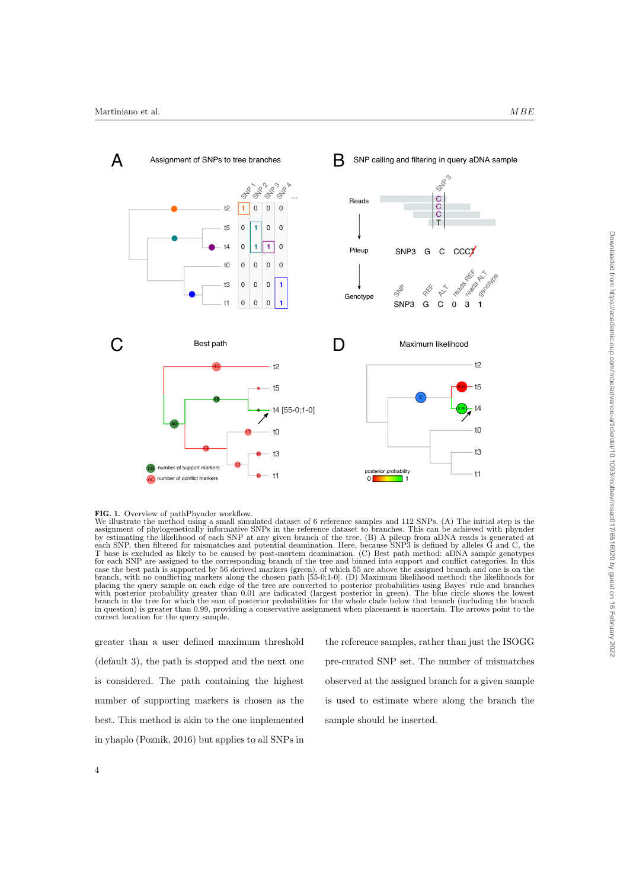**FIG. 1.** Overview of pathPhynder workflow.
We illustrate the method using a small simulated dataset of 6 reference samples and 112 SNPs. (A) The initial step is the assignment of phylogenetically informative SNPs in the reference dataset to branches. This can be achieved with phynder by estimating the likelihood of each SNP at any given branch of the tree. (B) A pileup from aDNA reads is generated at each SNP, then filtered for mismatches and potential deamination. Here, because SNP3 is defined by alleles G and C, the T base is excluded as likely to be caused by post-mortem deamination. (C) Best path method: aDNA sample genotypes for each SNP are assigned to the corresponding branch of the tree and binned into support and conflict categories. In this case the best path is supported by 56 derived markers (green), of which 55 are above the assigned branch and one is on the branch, with no conflicting markers along the chosen path [55-0;1-0]. (D) Maximum likelihood method: the likelihoods for placing the query sample on each edge of the tree are converted to posterior probabilities using Bayes' rule and branches with posterior probability greater than 0.01 are indicated (largest posterior in green). The blue circle shows the lowest branch in the tree for which the sum of posterior probabilities for the whole clade below that branch (including the branch in question) is greater than 0.99, providing a conservative assignment when placement is uncertain. The arrows point to the correct location for the query sample.

greater than a user defined maximum threshold (default 3), the path is stopped and the next one is considered. The path containing the highest number of supporting markers is chosen as the best. This method is akin to the one implemented in yhaplo (Poznik, 2016) but applies to all SNPs in the reference samples, rather than just the ISOGG pre-curated SNP set. The number of mismatches observed at the assigned branch for a given sample is used to estimate where along the branch the sample should be inserted.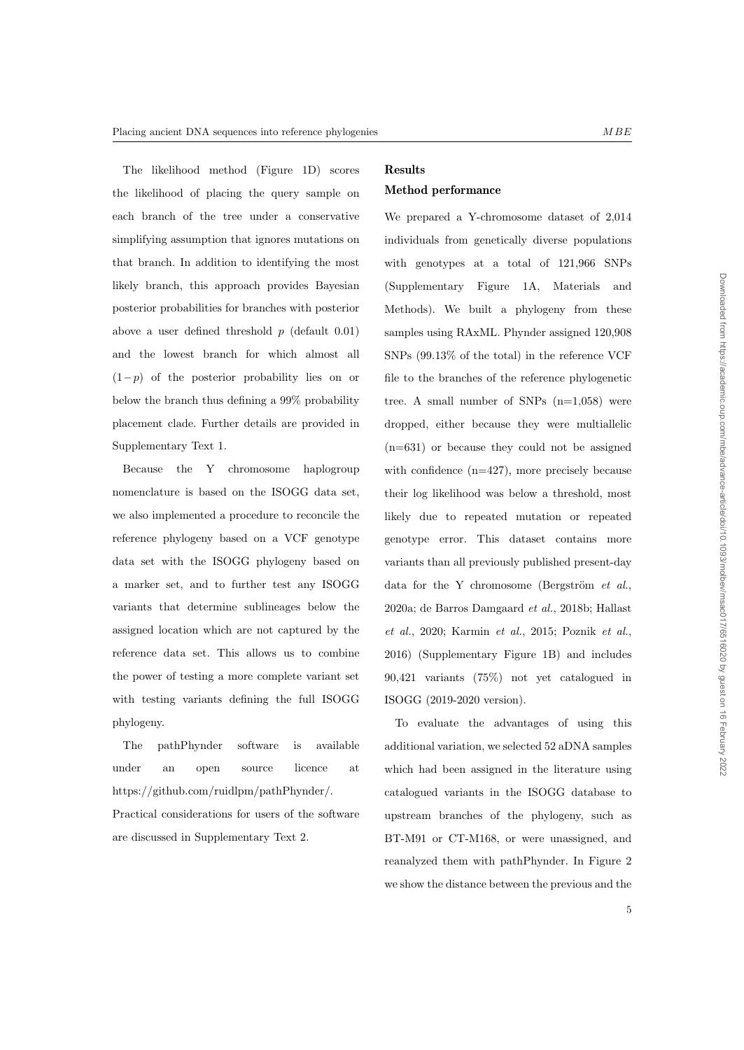The likelihood method (Figure 1D) scores the likelihood of placing the query sample on each branch of the tree under a conservative simplifying assumption that ignores mutations on that branch. In addition to identifying the most likely branch, this approach provides Bayesian posterior probabilities for branches with posterior above a user defined threshold $p$ (default 0.01) and the lowest branch for which almost all $(1-p)$ of the posterior probability lies on or below the branch thus defining a 99% probability placement clade. Further details are provided in Supplementary Text 1.

Because the Y chromosome haplogroup nomenclature is based on the ISOGG data set, we also implemented a procedure to reconcile the reference phylogeny based on a VCF genotype data set with the ISOGG phylogeny based on a marker set, and to further test any ISOGG variants that determine sublineages below the assigned location which are not captured by the reference data set. This allows us to combine the power of testing a more complete variant set with testing variants defining the full ISOGG phylogeny.

The pathPhynder software is available under an open source licence at https://github.com/ruidlpm/pathPhynder/. Practical considerations for users of the software are discussed in Supplementary Text 2.

## Results

### Method performance

We prepared a Y-chromosome dataset of 2,014 individuals from genetically diverse populations with genotypes at a total of 121,966 SNPs (Supplementary Figure 1A, Materials and Methods). We built a phylogeny from these samples using RAxML. Phynder assigned 120,908 SNPs (99.13% of the total) in the reference VCF file to the branches of the reference phylogenetic tree. A small number of SNPs (n=1,058) were dropped, either because they were multiallelic (n=631) or because they could not be assigned with confidence (n=427), more precisely because their log likelihood was below a threshold, most likely due to repeated mutation or repeated genotype error. This dataset contains more variants than all previously published present-day data for the Y chromosome (Bergström *et al.*, 2020a; de Barros Damgaard *et al.*, 2018b; Hallast *et al.*, 2020; Karmin *et al.*, 2015; Poznik *et al.*, 2016) (Supplementary Figure 1B) and includes 90,421 variants (75%) not yet catalogued in ISOGG (2019-2020 version).

To evaluate the advantages of using this additional variation, we selected 52 aDNA samples which had been assigned in the literature using catalogued variants in the ISOGG database to upstream branches of the phylogeny, such as BT-M91 or CT-M168, or were unassigned, and reanalyzed them with pathPhynder. In Figure 2 we show the distance between the previous and the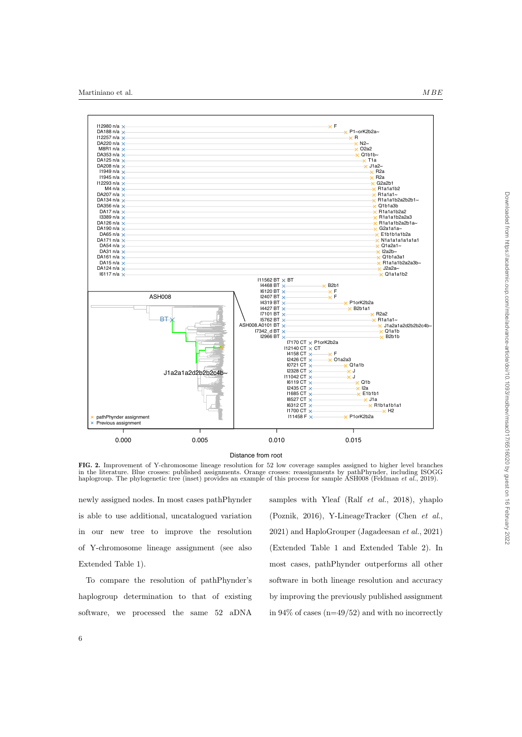**FIG. 2.** Improvement of Y-chromosome lineage resolution for 52 low coverage samples assigned to higher level branches in the literature. Blue crosses: published assignments. Orange crosses: reassignments by pathPhynder, including ISOGG haplogroup. The phylogenetic tree (inset) provides an example of this process for sample ASH008 (Feldman *et al.*, 2019).

newly assigned nodes. In most cases pathPhynder is able to use additional, uncatalogued variation in our new tree to improve the resolution of Y-chromosome lineage assignment (see also Extended Table 1).

To compare the resolution of pathPhynder's haplogroup determination to that of existing software, we processed the same 52 aDNA samples with Yleaf (Ralf *et al.*, 2018), yhaplo (Poznik, 2016), Y-LineageTracker (Chen *et al.*, 2021) and HaploGrouper (Jagadeesan *et al.*, 2021) (Extended Table 1 and Extended Table 2). In most cases, pathPhynder outperforms all other software in both lineage resolution and accuracy by improving the previously published assignment in 94% of cases (n=49/52) and with no incorrectly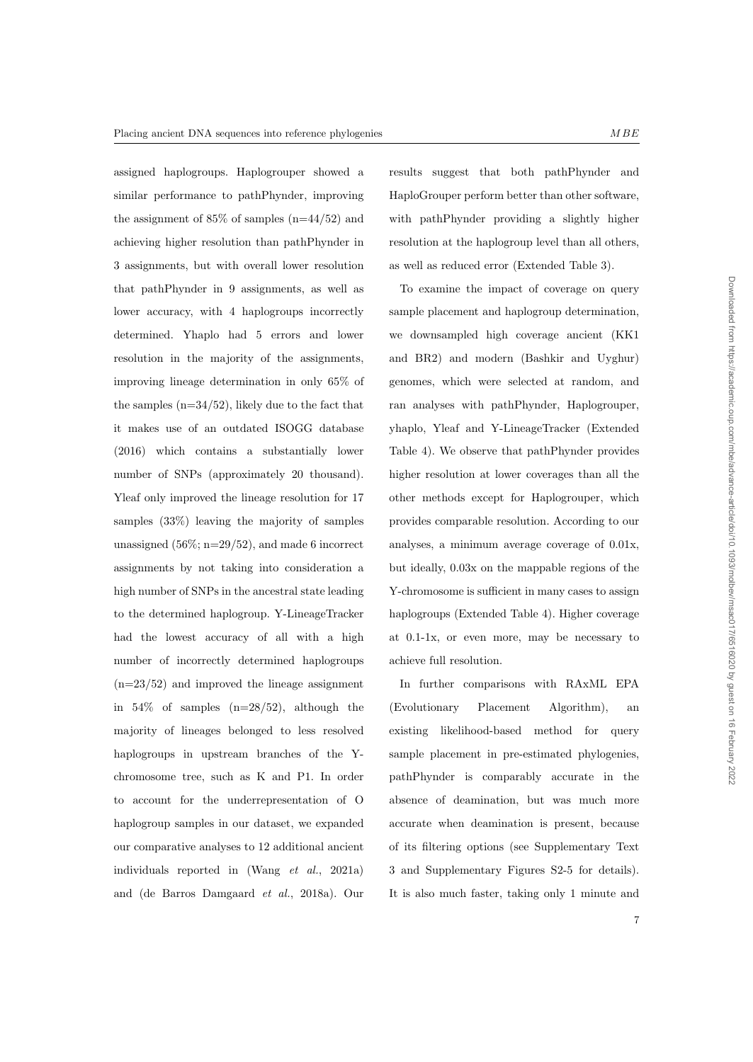assigned haplogroups. Haplogrouper showed a similar performance to pathPhynder, improving the assignment of 85% of samples (n=44/52) and achieving higher resolution than pathPhynder in 3 assignments, but with overall lower resolution that pathPhynder in 9 assignments, as well as lower accuracy, with 4 haplogroups incorrectly determined. Yhaplo had 5 errors and lower resolution in the majority of the assignments, improving lineage determination in only 65% of the samples (n=34/52), likely due to the fact that it makes use of an outdated ISOGG database (2016) which contains a substantially lower number of SNPs (approximately 20 thousand). Yleaf only improved the lineage resolution for 17 samples (33%) leaving the majority of samples unassigned (56%; n=29/52), and made 6 incorrect assignments by not taking into consideration a high number of SNPs in the ancestral state leading to the determined haplogroup. Y-LineageTracker had the lowest accuracy of all with a high number of incorrectly determined haplogroups (n=23/52) and improved the lineage assignment in 54% of samples (n=28/52), although the majority of lineages belonged to less resolved haplogroups in upstream branches of the Y-chromosome tree, such as K and P1. In order to account for the underrepresentation of O haplogroup samples in our dataset, we expanded our comparative analyses to 12 additional ancient individuals reported in (Wang *et al.*, 2021a) and (de Barros Damgaard *et al.*, 2018a). Our results suggest that both pathPhynder and HaploGrouper perform better than other software, with pathPhynder providing a slightly higher resolution at the haplogroup level than all others, as well as reduced error (Extended Table 3).

To examine the impact of coverage on query sample placement and haplogroup determination, we downsampled high coverage ancient (KK1 and BR2) and modern (Bashkir and Uyghur) genomes, which were selected at random, and ran analyses with pathPhynder, Haplogrouper, yhaplo, Yleaf and Y-LineageTracker (Extended Table 4). We observe that pathPhynder provides higher resolution at lower coverages than all the other methods except for Haplogrouper, which provides comparable resolution. According to our analyses, a minimum average coverage of 0.01x, but ideally, 0.03x on the mappable regions of the Y-chromosome is sufficient in many cases to assign haplogroups (Extended Table 4). Higher coverage at 0.1-1x, or even more, may be necessary to achieve full resolution.

In further comparisons with RAxML EPA (Evolutionary Placement Algorithm), an existing likelihood-based method for query sample placement in pre-estimated phylogenies, pathPhynder is comparably accurate in the absence of deamination, but was much more accurate when deamination is present, because of its filtering options (see Supplementary Text 3 and Supplementary Figures S2-5 for details). It is also much faster, taking only 1 minute and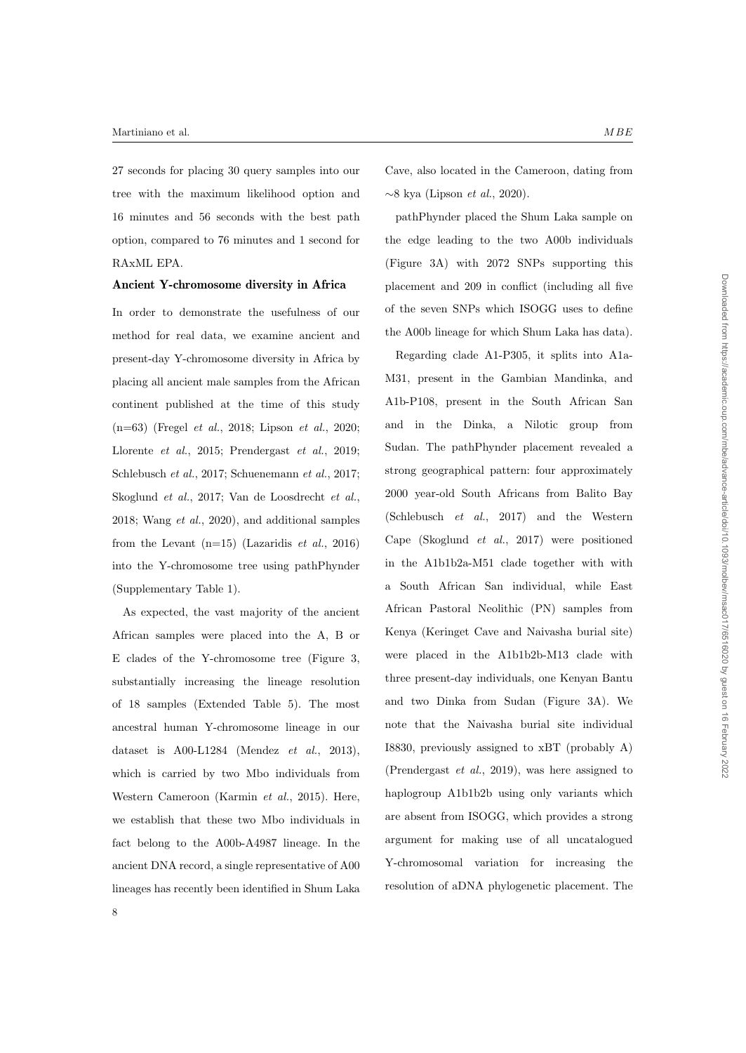27 seconds for placing 30 query samples into our tree with the maximum likelihood option and 16 minutes and 56 seconds with the best path option, compared to 76 minutes and 1 second for RAxML EPA.

### Ancient Y-chromosome diversity in Africa

In order to demonstrate the usefulness of our method for real data, we examine ancient and present-day Y-chromosome diversity in Africa by placing all ancient male samples from the African continent published at the time of this study (n=63) (Fregel *et al.*, 2018; Lipson *et al.*, 2020; Llorente *et al.*, 2015; Prendergast *et al.*, 2019; Schlebusch *et al.*, 2017; Schuenemann *et al.*, 2017; Skoglund *et al.*, 2017; Van de Loosdrecht *et al.*, 2018; Wang *et al.*, 2020), and additional samples from the Levant (n=15) (Lazaridis *et al.*, 2016) into the Y-chromosome tree using pathPhynder (Supplementary Table 1).

As expected, the vast majority of the ancient African samples were placed into the A, B or E clades of the Y-chromosome tree (Figure 3, substantially increasing the lineage resolution of 18 samples (Extended Table 5). The most ancestral human Y-chromosome lineage in our dataset is A00-L1284 (Mendez *et al.*, 2013), which is carried by two Mbo individuals from Western Cameroon (Karmin *et al.*, 2015). Here, we establish that these two Mbo individuals in fact belong to the A00b-A4987 lineage. In the ancient DNA record, a single representative of A00 lineages has recently been identified in Shum Laka Cave, also located in the Cameroon, dating from ∼8 kya (Lipson *et al.*, 2020).

pathPhynder placed the Shum Laka sample on the edge leading to the two A00b individuals (Figure 3A) with 2072 SNPs supporting this placement and 209 in conflict (including all five of the seven SNPs which ISOGG uses to define the A00b lineage for which Shum Laka has data).

Regarding clade A1-P305, it splits into A1a-M31, present in the Gambian Mandinka, and A1b-P108, present in the South African San and in the Dinka, a Nilotic group from Sudan. The pathPhynder placement revealed a strong geographical pattern: four approximately 2000 year-old South Africans from Balito Bay (Schlebusch *et al.*, 2017) and the Western Cape (Skoglund *et al.*, 2017) were positioned in the A1b1b2a-M51 clade together with with a South African San individual, while East African Pastoral Neolithic (PN) samples from Kenya (Keringet Cave and Naivasha burial site) were placed in the A1b1b2b-M13 clade with three present-day individuals, one Kenyan Bantu and two Dinka from Sudan (Figure 3A). We note that the Naivasha burial site individual I8830, previously assigned to xBT (probably A) (Prendergast *et al.*, 2019), was here assigned to haplogroup A1b1b2b using only variants which are absent from ISOGG, which provides a strong argument for making use of all uncatalogued Y-chromosomal variation for increasing the resolution of aDNA phylogenetic placement. The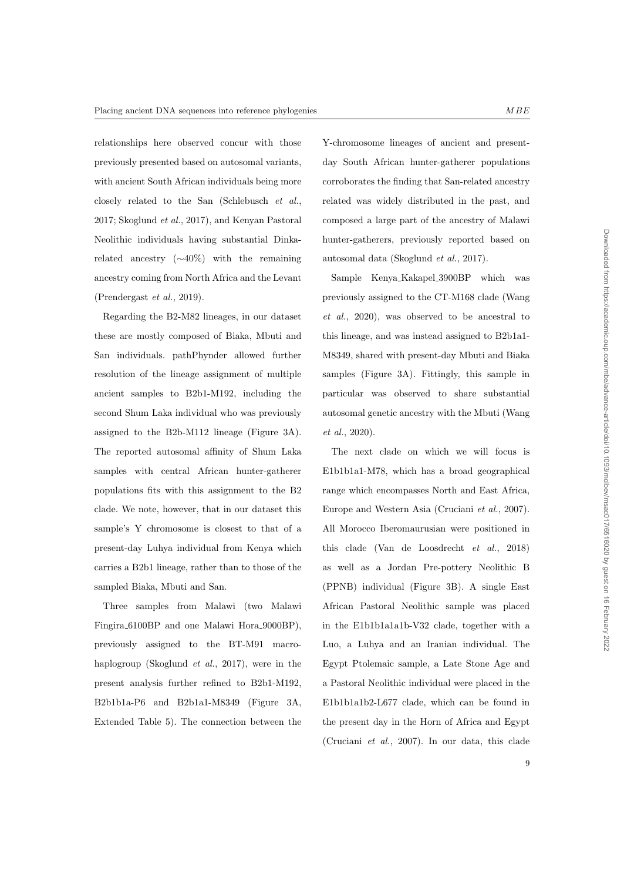relationships here observed concur with those previously presented based on autosomal variants, with ancient South African individuals being more closely related to the San (Schlebusch *et al.*, 2017; Skoglund *et al.*, 2017), and Kenyan Pastoral Neolithic individuals having substantial Dinka-related ancestry (∼40%) with the remaining ancestry coming from North Africa and the Levant (Prendergast *et al.*, 2019).

Regarding the B2-M82 lineages, in our dataset these are mostly composed of Biaka, Mbuti and San individuals. pathPhynder allowed further resolution of the lineage assignment of multiple ancient samples to B2b1-M192, including the second Shum Laka individual who was previously assigned to the B2b-M112 lineage (Figure 3A). The reported autosomal affinity of Shum Laka samples with central African hunter-gatherer populations fits with this assignment to the B2 clade. We note, however, that in our dataset this sample's Y chromosome is closest to that of a present-day Luhya individual from Kenya which carries a B2b1 lineage, rather than to those of the sampled Biaka, Mbuti and San.

Three samples from Malawi (two Malawi Fingira_6100BP and one Malawi Hora_9000BP), previously assigned to the BT-M91 macro-haplogroup (Skoglund *et al.*, 2017), were in the present analysis further refined to B2b1-M192, B2b1b1a-P6 and B2b1a1-M8349 (Figure 3A, Extended Table 5). The connection between the Y-chromosome lineages of ancient and present-day South African hunter-gatherer populations corroborates the finding that San-related ancestry related was widely distributed in the past, and composed a large part of the ancestry of Malawi hunter-gatherers, previously reported based on autosomal data (Skoglund *et al.*, 2017).

Sample Kenya_Kakapel_3900BP which was previously assigned to the CT-M168 clade (Wang *et al.*, 2020), was observed to be ancestral to this lineage, and was instead assigned to B2b1a1-M8349, shared with present-day Mbuti and Biaka samples (Figure 3A). Fittingly, this sample in particular was observed to share substantial autosomal genetic ancestry with the Mbuti (Wang *et al.*, 2020).

The next clade on which we will focus is E1b1b1a1-M78, which has a broad geographical range which encompasses North and East Africa, Europe and Western Asia (Cruciani *et al.*, 2007). All Morocco Iberomaurusian were positioned in this clade (Van de Loosdrecht *et al.*, 2018) as well as a Jordan Pre-pottery Neolithic B (PPNB) individual (Figure 3B). A single East African Pastoral Neolithic sample was placed in the E1b1b1a1a1b-V32 clade, together with a Luo, a Luhya and an Iranian individual. The Egypt Ptolemaic sample, a Late Stone Age and a Pastoral Neolithic individual were placed in the E1b1b1a1b2-L677 clade, which can be found in the present day in the Horn of Africa and Egypt (Cruciani *et al.*, 2007). In our data, this clade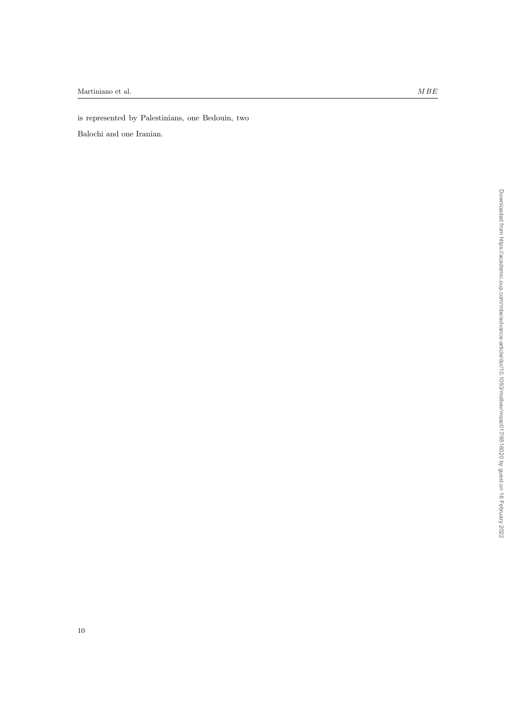is represented by Palestinians, one Bedouin, two Balochi and one Iranian.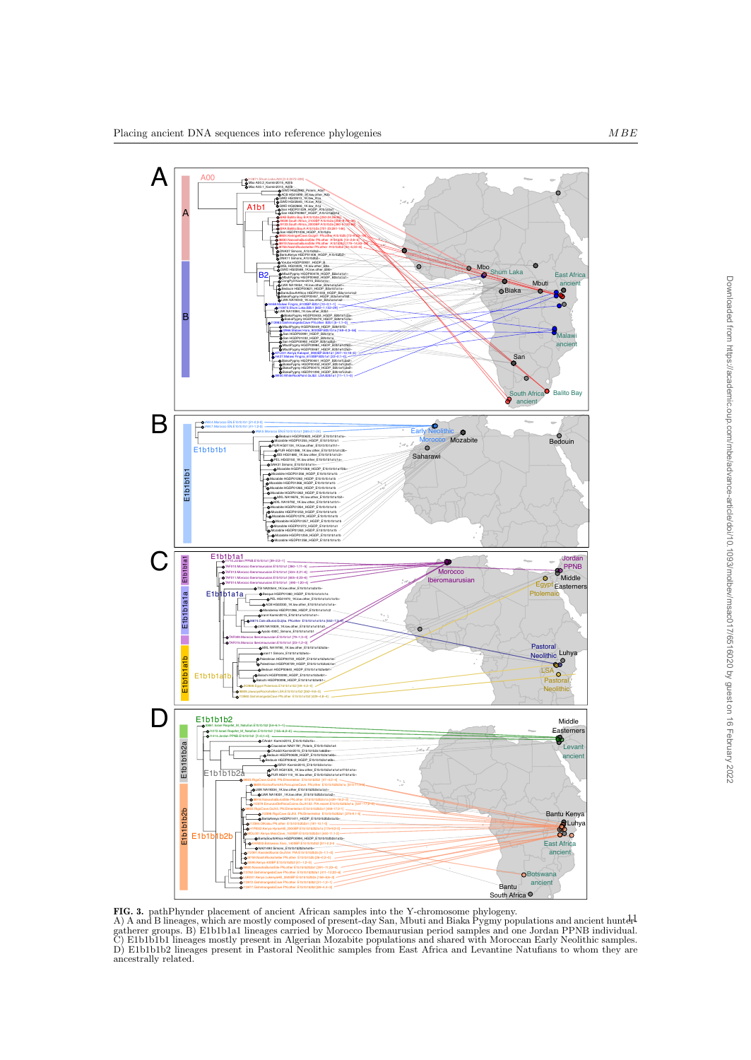**FIG. 3.** pathPhynder placement of ancient African samples into the Y-chromosome phylogeny. A) A and B lineages, which are mostly composed of present-day San, Mbuti and Biaka Pygmy populations and ancient hunter-gatherer groups. B) E1b1b1a1 lineages carried by Morocco Ibemaurusian period samples and one Jordan PPNB individual. C) E1b1b1b1 lineages mostly present in Algerian Mozabite populations and shared with Moroccan Early Neolithic samples. D) E1b1b1b2 lineages present in Pastoral Neolithic samples from East Africa and Levantine Natufians to whom they are ancestrally related.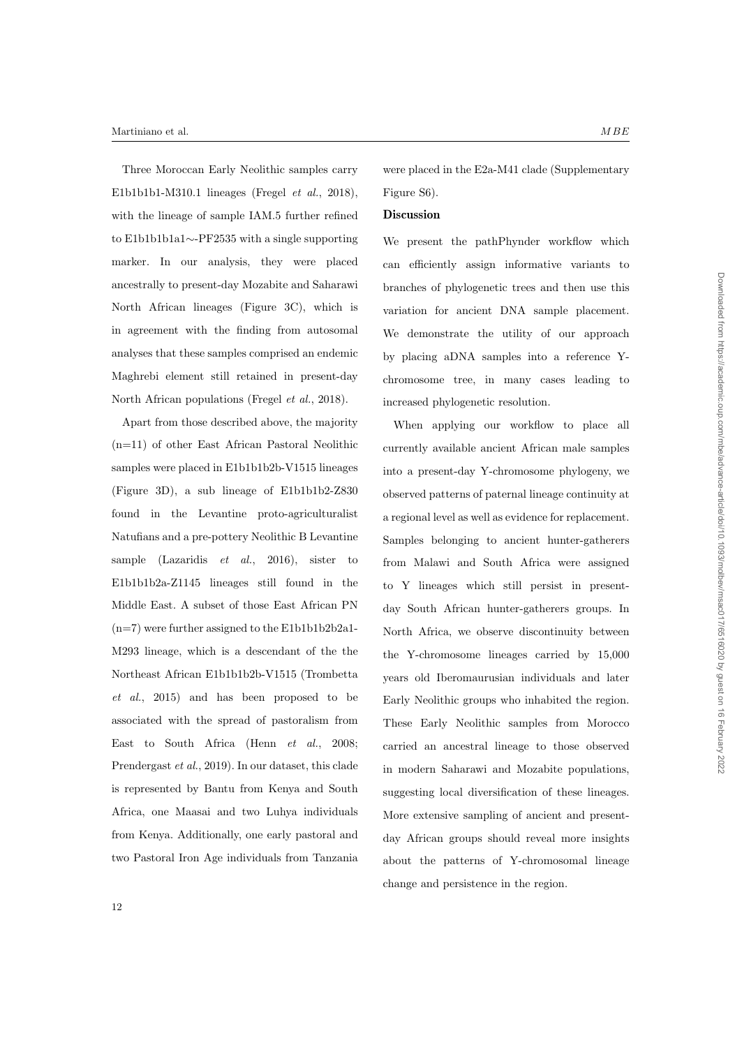Three Moroccan Early Neolithic samples carry E1b1b1b1-M310.1 lineages (Fregel *et al.*, 2018), with the lineage of sample IAM.5 further refined to E1b1b1b1a1∼-PF2535 with a single supporting marker. In our analysis, they were placed ancestrally to present-day Mozabite and Saharawi North African lineages (Figure 3C), which is in agreement with the finding from autosomal analyses that these samples comprised an endemic Maghrebi element still retained in present-day North African populations (Fregel *et al.*, 2018).

Apart from those described above, the majority (n=11) of other East African Pastoral Neolithic samples were placed in E1b1b1b2b-V1515 lineages (Figure 3D), a sub lineage of E1b1b1b2-Z830 found in the Levantine proto-agriculturalist Natufians and a pre-pottery Neolithic B Levantine sample (Lazaridis *et al.*, 2016), sister to E1b1b1b2a-Z1145 lineages still found in the Middle East. A subset of those East African PN (n=7) were further assigned to the E1b1b1b2b2a1-M293 lineage, which is a descendant of the the Northeast African E1b1b1b2b-V1515 (Trombetta *et al.*, 2015) and has been proposed to be associated with the spread of pastoralism from East to South Africa (Henn *et al.*, 2008; Prendergast *et al.*, 2019). In our dataset, this clade is represented by Bantu from Kenya and South Africa, one Maasai and two Luhya individuals from Kenya. Additionally, one early pastoral and two Pastoral Iron Age individuals from Tanzania were placed in the E2a-M41 clade (Supplementary Figure S6).

## Discussion

We present the pathPhynder workflow which can efficiently assign informative variants to branches of phylogenetic trees and then use this variation for ancient DNA sample placement. We demonstrate the utility of our approach by placing aDNA samples into a reference Y-chromosome tree, in many cases leading to increased phylogenetic resolution.

When applying our workflow to place all currently available ancient African male samples into a present-day Y-chromosome phylogeny, we observed patterns of paternal lineage continuity at a regional level as well as evidence for replacement. Samples belonging to ancient hunter-gatherers from Malawi and South Africa were assigned to Y lineages which still persist in present-day South African hunter-gatherers groups. In North Africa, we observe discontinuity between the Y-chromosome lineages carried by 15,000 years old Iberomaurusian individuals and later Early Neolithic groups who inhabited the region. These Early Neolithic samples from Morocco carried an ancestral lineage to those observed in modern Saharawi and Mozabite populations, suggesting local diversification of these lineages. More extensive sampling of ancient and present-day African groups should reveal more insights about the patterns of Y-chromosomal lineage change and persistence in the region.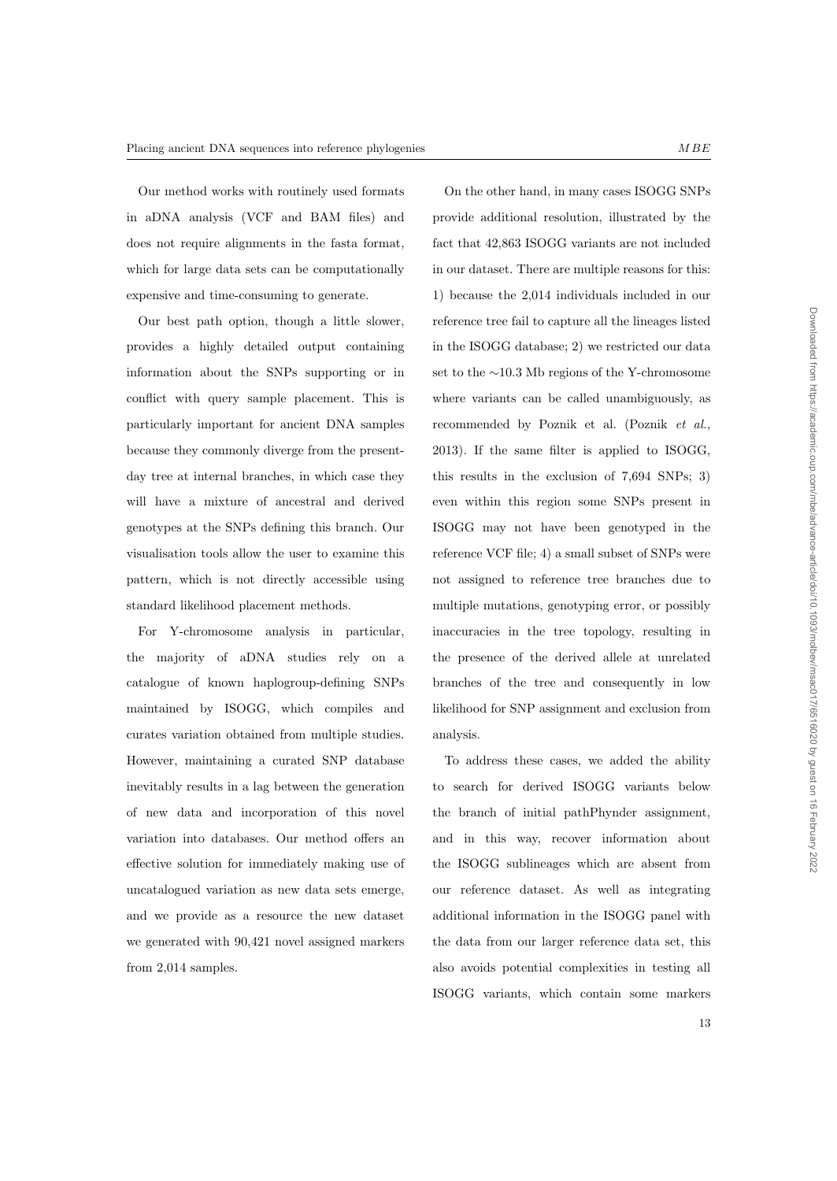Our method works with routinely used formats in aDNA analysis (VCF and BAM files) and does not require alignments in the fasta format, which for large data sets can be computationally expensive and time-consuming to generate.

Our best path option, though a little slower, provides a highly detailed output containing information about the SNPs supporting or in conflict with query sample placement. This is particularly important for ancient DNA samples because they commonly diverge from the present-day tree at internal branches, in which case they will have a mixture of ancestral and derived genotypes at the SNPs defining this branch. Our visualisation tools allow the user to examine this pattern, which is not directly accessible using standard likelihood placement methods.

For Y-chromosome analysis in particular, the majority of aDNA studies rely on a catalogue of known haplogroup-defining SNPs maintained by ISOGG, which compiles and curates variation obtained from multiple studies. However, maintaining a curated SNP database inevitably results in a lag between the generation of new data and incorporation of this novel variation into databases. Our method offers an effective solution for immediately making use of uncatalogued variation as new data sets emerge, and we provide as a resource the new dataset we generated with 90,421 novel assigned markers from 2,014 samples.

On the other hand, in many cases ISOGG SNPs provide additional resolution, illustrated by the fact that 42,863 ISOGG variants are not included in our dataset. There are multiple reasons for this: 1) because the 2,014 individuals included in our reference tree fail to capture all the lineages listed in the ISOGG database; 2) we restricted our data set to the ∼10.3 Mb regions of the Y-chromosome where variants can be called unambiguously, as recommended by Poznik et al. (Poznik *et al.*, 2013). If the same filter is applied to ISOGG, this results in the exclusion of 7,694 SNPs; 3) even within this region some SNPs present in ISOGG may not have been genotyped in the reference VCF file; 4) a small subset of SNPs were not assigned to reference tree branches due to multiple mutations, genotyping error, or possibly inaccuracies in the tree topology, resulting in the presence of the derived allele at unrelated branches of the tree and consequently in low likelihood for SNP assignment and exclusion from analysis.

To address these cases, we added the ability to search for derived ISOGG variants below the branch of initial pathPhynder assignment, and in this way, recover information about the ISOGG sublineages which are absent from our reference dataset. As well as integrating additional information in the ISOGG panel with the data from our larger reference data set, this also avoids potential complexities in testing all ISOGG variants, which contain some markers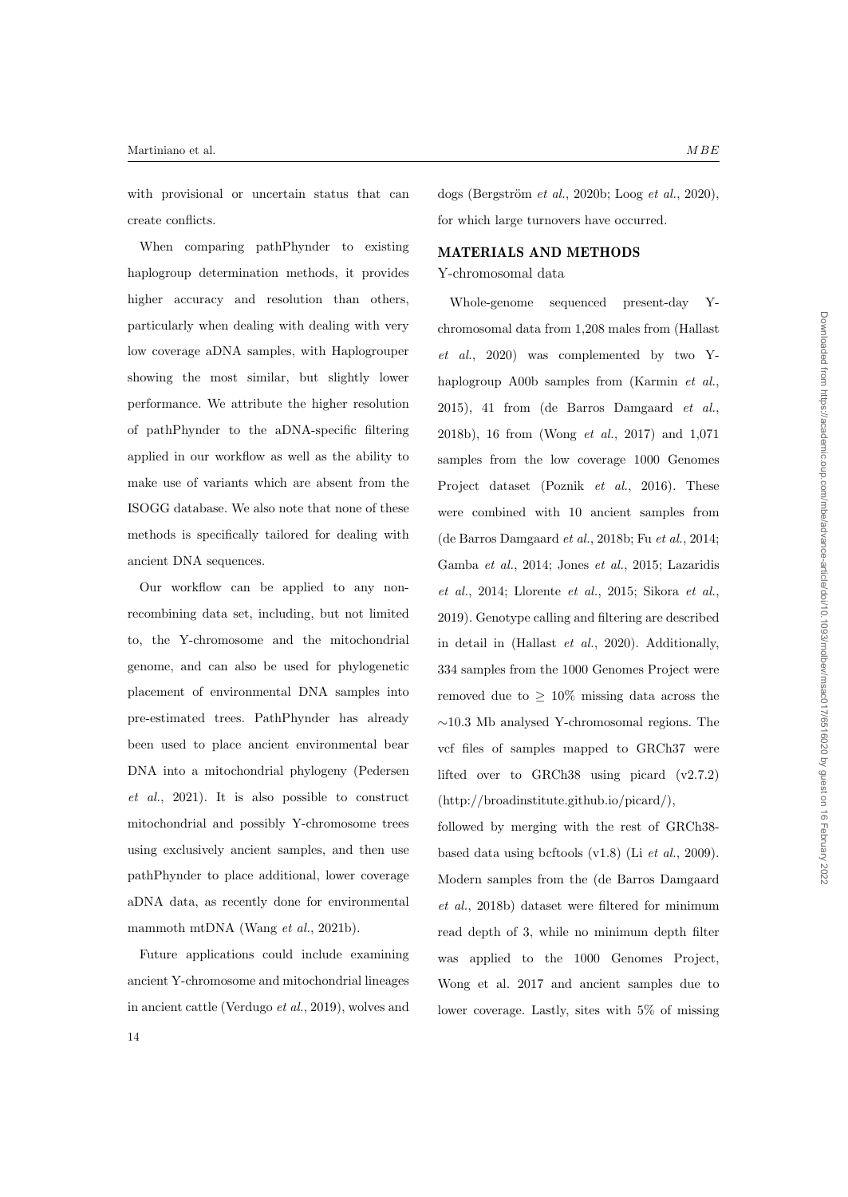with provisional or uncertain status that can create conflicts.

When comparing pathPhynder to existing haplogroup determination methods, it provides higher accuracy and resolution than others, particularly when dealing with dealing with very low coverage aDNA samples, with Haplogrouper showing the most similar, but slightly lower performance. We attribute the higher resolution of pathPhynder to the aDNA-specific filtering applied in our workflow as well as the ability to make use of variants which are absent from the ISOGG database. We also note that none of these methods is specifically tailored for dealing with ancient DNA sequences.

Our workflow can be applied to any non-recombining data set, including, but not limited to, the Y-chromosome and the mitochondrial genome, and can also be used for phylogenetic placement of environmental DNA samples into pre-estimated trees. PathPhynder has already been used to place ancient environmental bear DNA into a mitochondrial phylogeny (Pedersen *et al.*, 2021). It is also possible to construct mitochondrial and possibly Y-chromosome trees using exclusively ancient samples, and then use pathPhynder to place additional, lower coverage aDNA data, as recently done for environmental mammoth mtDNA (Wang *et al.*, 2021b).

Future applications could include examining ancient Y-chromosome and mitochondrial lineages in ancient cattle (Verdugo *et al.*, 2019), wolves and dogs (Bergström *et al.*, 2020b; Loog *et al.*, 2020), for which large turnovers have occurred.

## MATERIALS AND METHODS

### Y-chromosomal data

Whole-genome sequenced present-day Y-chromosomal data from 1,208 males from (Hallast *et al.*, 2020) was complemented by two Y-haplogroup A00b samples from (Karmin *et al.*, 2015), 41 from (de Barros Damgaard *et al.*, 2018b), 16 from (Wong *et al.*, 2017) and 1,071 samples from the low coverage 1000 Genomes Project dataset (Poznik *et al.*, 2016). These were combined with 10 ancient samples from (de Barros Damgaard *et al.*, 2018b; Fu *et al.*, 2014; Gamba *et al.*, 2014; Jones *et al.*, 2015; Lazaridis *et al.*, 2014; Llorente *et al.*, 2015; Sikora *et al.*, 2019). Genotype calling and filtering are described in detail in (Hallast *et al.*, 2020). Additionally, 334 samples from the 1000 Genomes Project were removed due to $\geq$ 10% missing data across the $\sim$10.3 Mb analysed Y-chromosomal regions. The vcf files of samples mapped to GRCh37 were lifted over to GRCh38 using picard (v2.7.2) (http://broadinstitute.github.io/picard/), followed by merging with the rest of GRCh38-based data using bcftools (v1.8) (Li *et al.*, 2009). Modern samples from the (de Barros Damgaard *et al.*, 2018b) dataset were filtered for minimum read depth of 3, while no minimum depth filter was applied to the 1000 Genomes Project, Wong et al. 2017 and ancient samples due to lower coverage. Lastly, sites with 5% of missing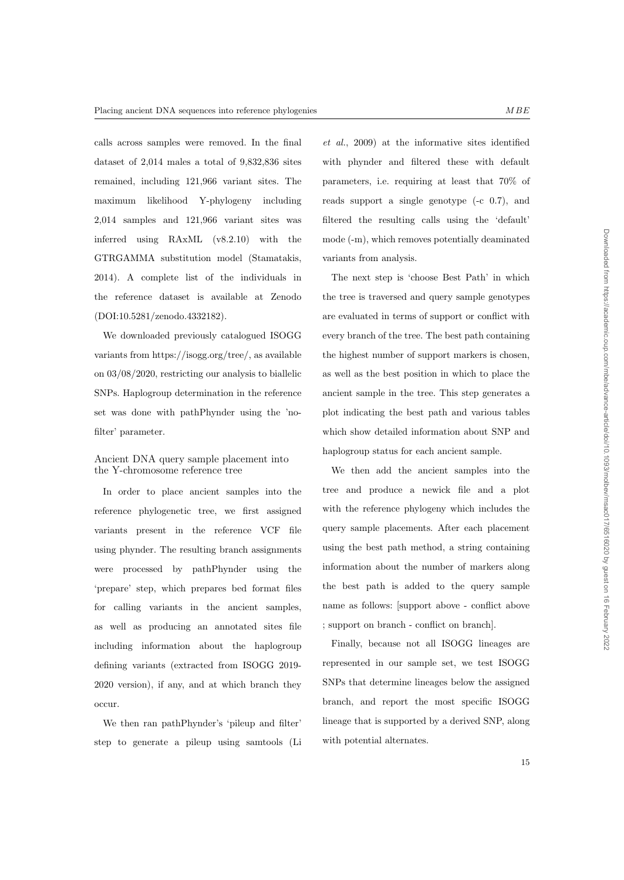calls across samples were removed. In the final dataset of 2,014 males a total of 9,832,836 sites remained, including 121,966 variant sites. The maximum likelihood Y-phylogeny including 2,014 samples and 121,966 variant sites was inferred using RAxML (v8.2.10) with the GTRGAMMA substitution model (Stamatakis, 2014). A complete list of the individuals in the reference dataset is available at Zenodo (DOI:10.5281/zenodo.4332182).

We downloaded previously catalogued ISOGG variants from https://isogg.org/tree/, as available on 03/08/2020, restricting our analysis to biallelic SNPs. Haplogroup determination in the reference set was done with pathPhynder using the 'no-filter' parameter.

### Ancient DNA query sample placement into the Y-chromosome reference tree

In order to place ancient samples into the reference phylogenetic tree, we first assigned variants present in the reference VCF file using phynder. The resulting branch assignments were processed by pathPhynder using the 'prepare' step, which prepares bed format files for calling variants in the ancient samples, as well as producing an annotated sites file including information about the haplogroup defining variants (extracted from ISOGG 2019-2020 version), if any, and at which branch they occur.

We then ran pathPhynder's 'pileup and filter' step to generate a pileup using samtools (Li *et al.*, 2009) at the informative sites identified with phynder and filtered these with default parameters, i.e. requiring at least that 70% of reads support a single genotype (-c 0.7), and filtered the resulting calls using the 'default' mode (-m), which removes potentially deaminated variants from analysis.

The next step is 'choose Best Path' in which the tree is traversed and query sample genotypes are evaluated in terms of support or conflict with every branch of the tree. The best path containing the highest number of support markers is chosen, as well as the best position in which to place the ancient sample in the tree. This step generates a plot indicating the best path and various tables which show detailed information about SNP and haplogroup status for each ancient sample.

We then add the ancient samples into the tree and produce a newick file and a plot with the reference phylogeny which includes the query sample placements. After each placement using the best path method, a string containing information about the number of markers along the best path is added to the query sample name as follows: [support above - conflict above ; support on branch - conflict on branch].

Finally, because not all ISOGG lineages are represented in our sample set, we test ISOGG SNPs that determine lineages below the assigned branch, and report the most specific ISOGG lineage that is supported by a derived SNP, along with potential alternates.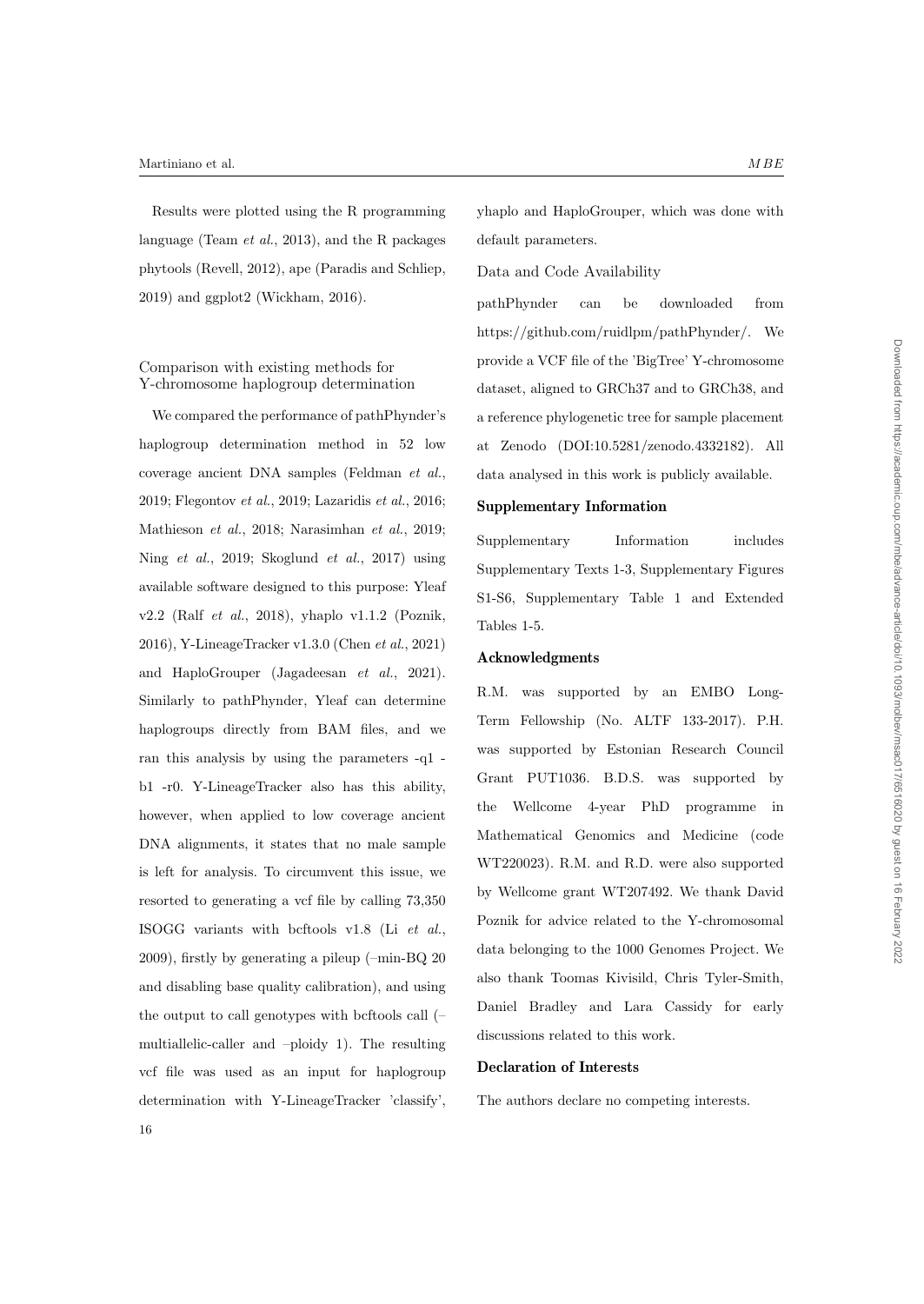Results were plotted using the R programming language (Team *et al.*, 2013), and the R packages phytools (Revell, 2012), ape (Paradis and Schliep, 2019) and ggplot2 (Wickham, 2016).

### Comparison with existing methods for Y-chromosome haplogroup determination

We compared the performance of pathPhynder's haplogroup determination method in 52 low coverage ancient DNA samples (Feldman *et al.*, 2019; Flegontov *et al.*, 2019; Lazaridis *et al.*, 2016; Mathieson *et al.*, 2018; Narasimhan *et al.*, 2019; Ning *et al.*, 2019; Skoglund *et al.*, 2017) using available software designed to this purpose: Yleaf v2.2 (Ralf *et al.*, 2018), yhaplo v1.1.2 (Poznik, 2016), Y-LineageTracker v1.3.0 (Chen *et al.*, 2021) and HaploGrouper (Jagadeesan *et al.*, 2021). Similarly to pathPhynder, Yleaf can determine haplogroups directly from BAM files, and we ran this analysis by using the parameters -q1 -b1 -r0. Y-LineageTracker also has this ability, however, when applied to low coverage ancient DNA alignments, it states that no male sample is left for analysis. To circumvent this issue, we resorted to generating a vcf file by calling 73,350 ISOGG variants with bcftools v1.8 (Li *et al.*, 2009), firstly by generating a pileup (–min-BQ 20 and disabling base quality calibration), and using the output to call genotypes with bcftools call (–multiallelic-caller and –ploidy 1). The resulting vcf file was used as an input for haplogroup determination with Y-LineageTracker 'classify', yhaplo and HaploGrouper, which was done with default parameters.

### Data and Code Availability

pathPhynder can be downloaded from https://github.com/ruidlpm/pathPhynder/. We provide a VCF file of the 'BigTree' Y-chromosome dataset, aligned to GRCh37 and to GRCh38, and a reference phylogenetic tree for sample placement at Zenodo (DOI:10.5281/zenodo.4332182). All data analysed in this work is publicly available.

### Supplementary Information

Supplementary Information includes Supplementary Texts 1-3, Supplementary Figures S1-S6, Supplementary Table 1 and Extended Tables 1-5.

### Acknowledgments

R.M. was supported by an EMBO Long-Term Fellowship (No. ALTF 133-2017). P.H. was supported by Estonian Research Council Grant PUT1036. B.D.S. was supported by the Wellcome 4-year PhD programme in Mathematical Genomics and Medicine (code WT220023). R.M. and R.D. were also supported by Wellcome grant WT207492. We thank David Poznik for advice related to the Y-chromosomal data belonging to the 1000 Genomes Project. We also thank Toomas Kivisild, Chris Tyler-Smith, Daniel Bradley and Lara Cassidy for early discussions related to this work.

### Declaration of Interests

The authors declare no competing interests.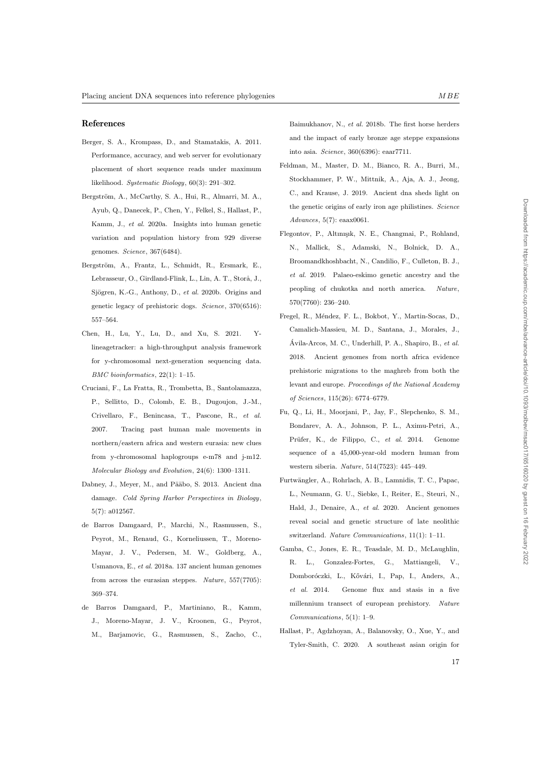## References

Berger, S. A., Krompass, D., and Stamatakis, A. 2011. Performance, accuracy, and web server for evolutionary placement of short sequence reads under maximum likelihood. *Systematic Biology*, 60(3): 291–302.

Bergström, A., McCarthy, S. A., Hui, R., Almarri, M. A., Ayub, Q., Danecek, P., Chen, Y., Felkel, S., Hallast, P., Kamm, J., *et al.* 2020a. Insights into human genetic variation and population history from 929 diverse genomes. *Science*, 367(6484).

Bergström, A., Frantz, L., Schmidt, R., Ersmark, E., Lebrasseur, O., Girdland-Flink, L., Lin, A. T., Storå, J., Sjögren, K.-G., Anthony, D., *et al.* 2020b. Origins and genetic legacy of prehistoric dogs. *Science*, 370(6516): 557–564.

Chen, H., Lu, Y., Lu, D., and Xu, S. 2021. Y-lineagetracker: a high-throughput analysis framework for y-chromosomal next-generation sequencing data. *BMC bioinformatics*, 22(1): 1–15.

Cruciani, F., La Fratta, R., Trombetta, B., Santolamazza, P., Sellitto, D., Colomb, E. B., Dugoujon, J.-M., Crivellaro, F., Benincasa, T., Pascone, R., *et al.* 2007. Tracing past human male movements in northern/eastern africa and western eurasia: new clues from y-chromosomal haplogroups e-m78 and j-m12. *Molecular Biology and Evolution*, 24(6): 1300–1311.

Dabney, J., Meyer, M., and Pääbo, S. 2013. Ancient dna damage. *Cold Spring Harbor Perspectives in Biology*, 5(7): a012567.

de Barros Damgaard, P., Marchi, N., Rasmussen, S., Peyrot, M., Renaud, G., Korneliussen, T., Moreno-Mayar, J. V., Pedersen, M. W., Goldberg, A., Usmanova, E., *et al.* 2018a. 137 ancient human genomes from across the eurasian steppes. *Nature*, 557(7705): 369–374.

de Barros Damgaard, P., Martiniano, R., Kamm, J., Moreno-Mayar, J. V., Kroonen, G., Peyrot, M., Barjamovic, G., Rasmussen, S., Zacho, C., Baimukhanov, N., *et al.* 2018b. The first horse herders and the impact of early bronze age steppe expansions into asia. *Science*, 360(6396): eaar7711.

Feldman, M., Master, D. M., Bianco, R. A., Burri, M., Stockhammer, P. W., Mittnik, A., Aja, A. J., Jeong, C., and Krause, J. 2019. Ancient dna sheds light on the genetic origins of early iron age philistines. *Science Advances*, 5(7): eaax0061.

Flegontov, P., Altınışık, N. E., Changmai, P., Rohland, N., Mallick, S., Adamski, N., Bolnick, D. A., Broomandkhoshbacht, N., Candilio, F., Culleton, B. J., *et al.* 2019. Palaeo-eskimo genetic ancestry and the peopling of chukotka and north america. *Nature*, 570(7760): 236–240.

Fregel, R., Méndez, F. L., Bokbot, Y., Martin-Socas, D., Camalich-Massieu, M. D., Santana, J., Morales, J., Ávila-Arcos, M. C., Underhill, P. A., Shapiro, B., *et al.* 2018. Ancient genomes from north africa evidence prehistoric migrations to the maghreb from both the levant and europe. *Proceedings of the National Academy of Sciences*, 115(26): 6774–6779.

Fu, Q., Li, H., Moorjani, P., Jay, F., Slepchenko, S. M., Bondarev, A. A., Johnson, P. L., Aximu-Petri, A., Prüfer, K., de Filippo, C., *et al.* 2014. Genome sequence of a 45,000-year-old modern human from western siberia. *Nature*, 514(7523): 445–449.

Furtwängler, A., Rohrlach, A. B., Lamnidis, T. C., Papac, L., Neumann, G. U., Siebke, I., Reiter, E., Steuri, N., Hald, J., Denaire, A., *et al.* 2020. Ancient genomes reveal social and genetic structure of late neolithic switzerland. *Nature Communications*, 11(1): 1–11.

Gamba, C., Jones, E. R., Teasdale, M. D., McLaughlin, R. L., Gonzalez-Fortes, G., Mattiangeli, V., Domboróczki, L., Kővári, I., Pap, I., Anders, A., *et al.* 2014. Genome flux and stasis in a five millennium transect of european prehistory. *Nature Communications*, 5(1): 1–9.

Hallast, P., Agdzhoyan, A., Balanovsky, O., Xue, Y., and Tyler-Smith, C. 2020. A southeast asian origin for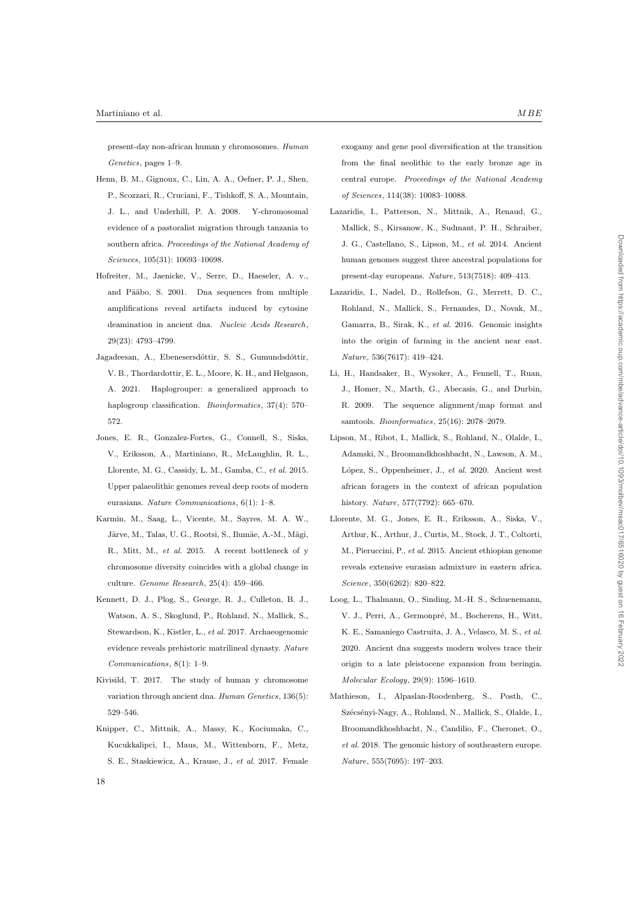present-day non-african human y chromosomes. *Human Genetics*, pages 1–9.

Henn, B. M., Gignoux, C., Lin, A. A., Oefner, P. J., Shen, P., Scozzari, R., Cruciani, F., Tishkoff, S. A., Mountain, J. L., and Underhill, P. A. 2008. Y-chromosomal evidence of a pastoralist migration through tanzania to southern africa. *Proceedings of the National Academy of Sciences*, 105(31): 10693–10698.

Hofreiter, M., Jaenicke, V., Serre, D., Haeseler, A. v., and Pääbo, S. 2001. Dna sequences from multiple amplifications reveal artifacts induced by cytosine deamination in ancient dna. *Nucleic Acids Research*, 29(23): 4793–4799.

Jagadeesan, A., Ebenesersdóttir, S. S., Gumundsdóttir, V. B., Thordardottir, E. L., Moore, K. H., and Helgason, A. 2021. Haplogrouper: a generalized approach to haplogroup classification. *Bioinformatics*, 37(4): 570–572.

Jones, E. R., Gonzalez-Fortes, G., Connell, S., Siska, V., Eriksson, A., Martiniano, R., McLaughlin, R. L., Llorente, M. G., Cassidy, L. M., Gamba, C., *et al.* 2015. Upper palaeolithic genomes reveal deep roots of modern eurasians. *Nature Communications*, 6(1): 1–8.

Karmin, M., Saag, L., Vicente, M., Sayres, M. A. W., Järve, M., Talas, U. G., Rootsi, S., Ilumäe, A.-M., Mägi, R., Mitt, M., *et al.* 2015. A recent bottleneck of y chromosome diversity coincides with a global change in culture. *Genome Research*, 25(4): 459–466.

Kennett, D. J., Plog, S., George, R. J., Culleton, B. J., Watson, A. S., Skoglund, P., Rohland, N., Mallick, S., Stewardson, K., Kistler, L., *et al.* 2017. Archaeogenomic evidence reveals prehistoric matrilineal dynasty. *Nature Communications*, 8(1): 1–9.

Kivisild, T. 2017. The study of human y chromosome variation through ancient dna. *Human Genetics*, 136(5): 529–546.

Knipper, C., Mittnik, A., Massy, K., Kociumaka, C., Kucukkalipci, I., Maus, M., Wittenborn, F., Metz, S. E., Staskiewicz, A., Krause, J., *et al.* 2017. Female exogamy and gene pool diversification at the transition from the final neolithic to the early bronze age in central europe. *Proceedings of the National Academy of Sciences*, 114(38): 10083–10088.

Lazaridis, I., Patterson, N., Mittnik, A., Renaud, G., Mallick, S., Kirsanow, K., Sudmant, P. H., Schraiber, J. G., Castellano, S., Lipson, M., *et al.* 2014. Ancient human genomes suggest three ancestral populations for present-day europeans. *Nature*, 513(7518): 409–413.

Lazaridis, I., Nadel, D., Rollefson, G., Merrett, D. C., Rohland, N., Mallick, S., Fernandes, D., Novak, M., Gamarra, B., Sirak, K., *et al.* 2016. Genomic insights into the origin of farming in the ancient near east. *Nature*, 536(7617): 419–424.

Li, H., Handsaker, B., Wysoker, A., Fennell, T., Ruan, J., Homer, N., Marth, G., Abecasis, G., and Durbin, R. 2009. The sequence alignment/map format and samtools. *Bioinformatics*, 25(16): 2078–2079.

Lipson, M., Ribot, I., Mallick, S., Rohland, N., Olalde, I., Adamski, N., Broomandkhoshbacht, N., Lawson, A. M., López, S., Oppenheimer, J., *et al.* 2020. Ancient west african foragers in the context of african population history. *Nature*, 577(7792): 665–670.

Llorente, M. G., Jones, E. R., Eriksson, A., Siska, V., Arthur, K., Arthur, J., Curtis, M., Stock, J. T., Coltorti, M., Pieruccini, P., *et al.* 2015. Ancient ethiopian genome reveals extensive eurasian admixture in eastern africa. *Science*, 350(6262): 820–822.

Loog, L., Thalmann, O., Sinding, M.-H. S., Schuenemann, V. J., Perri, A., Germonpré, M., Bocherens, H., Witt, K. E., Samaniego Castruita, J. A., Velasco, M. S., *et al.* 2020. Ancient dna suggests modern wolves trace their origin to a late pleistocene expansion from beringia. *Molecular Ecology*, 29(9): 1596–1610.

Mathieson, I., Alpaslan-Roodenberg, S., Posth, C., Szécsényi-Nagy, A., Rohland, N., Mallick, S., Olalde, I., Broomandkhoshbacht, N., Candilio, F., Cheronet, O., *et al.* 2018. The genomic history of southeastern europe. *Nature*, 555(7695): 197–203.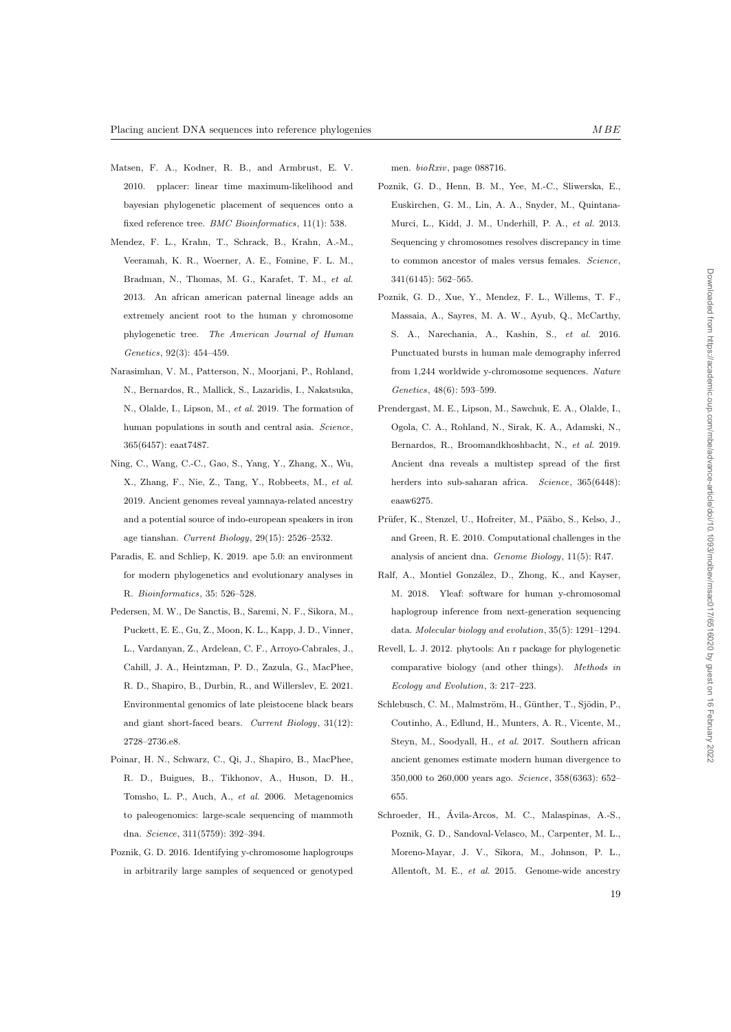Matsen, F. A., Kodner, R. B., and Armbrust, E. V. 2010. pplacer: linear time maximum-likelihood and bayesian phylogenetic placement of sequences onto a fixed reference tree. *BMC Bioinformatics*, 11(1): 538.

Mendez, F. L., Krahn, T., Schrack, B., Krahn, A.-M., Veeramah, K. R., Woerner, A. E., Fomine, F. L. M., Bradman, N., Thomas, M. G., Karafet, T. M., *et al.* 2013. An african american paternal lineage adds an extremely ancient root to the human y chromosome phylogenetic tree. *The American Journal of Human Genetics*, 92(3): 454–459.

Narasimhan, V. M., Patterson, N., Moorjani, P., Rohland, N., Bernardos, R., Mallick, S., Lazaridis, I., Nakatsuka, N., Olalde, I., Lipson, M., *et al.* 2019. The formation of human populations in south and central asia. *Science*, 365(6457): eaat7487.

Ning, C., Wang, C.-C., Gao, S., Yang, Y., Zhang, X., Wu, X., Zhang, F., Nie, Z., Tang, Y., Robbeets, M., *et al.* 2019. Ancient genomes reveal yamnaya-related ancestry and a potential source of indo-european speakers in iron age tianshan. *Current Biology*, 29(15): 2526–2532.

Paradis, E. and Schliep, K. 2019. ape 5.0: an environment for modern phylogenetics and evolutionary analyses in R. *Bioinformatics*, 35: 526–528.

Pedersen, M. W., De Sanctis, B., Saremi, N. F., Sikora, M., Puckett, E. E., Gu, Z., Moon, K. L., Kapp, J. D., Vinner, L., Vardanyan, Z., Ardelean, C. F., Arroyo-Cabrales, J., Cahill, J. A., Heintzman, P. D., Zazula, G., MacPhee, R. D., Shapiro, B., Durbin, R., and Willerslev, E. 2021. Environmental genomics of late pleistocene black bears and giant short-faced bears. *Current Biology*, 31(12): 2728–2736.e8.

Poinar, H. N., Schwarz, C., Qi, J., Shapiro, B., MacPhee, R. D., Buigues, B., Tikhonov, A., Huson, D. H., Tomsho, L. P., Auch, A., *et al.* 2006. Metagenomics to paleogenomics: large-scale sequencing of mammoth dna. *Science*, 311(5759): 392–394.

Poznik, G. D. 2016. Identifying y-chromosome haplogroups in arbitrarily large samples of sequenced or genotyped men. *bioRxiv*, page 088716.

Poznik, G. D., Henn, B. M., Yee, M.-C., Sliwerska, E., Euskirchen, G. M., Lin, A. A., Snyder, M., Quintana-Murci, L., Kidd, J. M., Underhill, P. A., *et al.* 2013. Sequencing y chromosomes resolves discrepancy in time to common ancestor of males versus females. *Science*, 341(6145): 562–565.

Poznik, G. D., Xue, Y., Mendez, F. L., Willems, T. F., Massaia, A., Sayres, M. A. W., Ayub, Q., McCarthy, S. A., Narechania, A., Kashin, S., *et al.* 2016. Punctuated bursts in human male demography inferred from 1,244 worldwide y-chromosome sequences. *Nature Genetics*, 48(6): 593–599.

Prendergast, M. E., Lipson, M., Sawchuk, E. A., Olalde, I., Ogola, C. A., Rohland, N., Sirak, K. A., Adamski, N., Bernardos, R., Broomandkhoshbacht, N., *et al.* 2019. Ancient dna reveals a multistep spread of the first herders into sub-saharan africa. *Science*, 365(6448): eaaw6275.

Prüfer, K., Stenzel, U., Hofreiter, M., Pääbo, S., Kelso, J., and Green, R. E. 2010. Computational challenges in the analysis of ancient dna. *Genome Biology*, 11(5): R47.

Ralf, A., Montiel González, D., Zhong, K., and Kayser, M. 2018. Yleaf: software for human y-chromosomal haplogroup inference from next-generation sequencing data. *Molecular biology and evolution*, 35(5): 1291–1294.

Revell, L. J. 2012. phytools: An r package for phylogenetic comparative biology (and other things). *Methods in Ecology and Evolution*, 3: 217–223.

Schlebusch, C. M., Malmström, H., Günther, T., Sjödin, P., Coutinho, A., Edlund, H., Munters, A. R., Vicente, M., Steyn, M., Soodyall, H., *et al.* 2017. Southern african ancient genomes estimate modern human divergence to 350,000 to 260,000 years ago. *Science*, 358(6363): 652–655.

Schroeder, H., Ávila-Arcos, M. C., Malaspinas, A.-S., Poznik, G. D., Sandoval-Velasco, M., Carpenter, M. L., Moreno-Mayar, J. V., Sikora, M., Johnson, P. L., Allentoft, M. E., *et al.* 2015. Genome-wide ancestry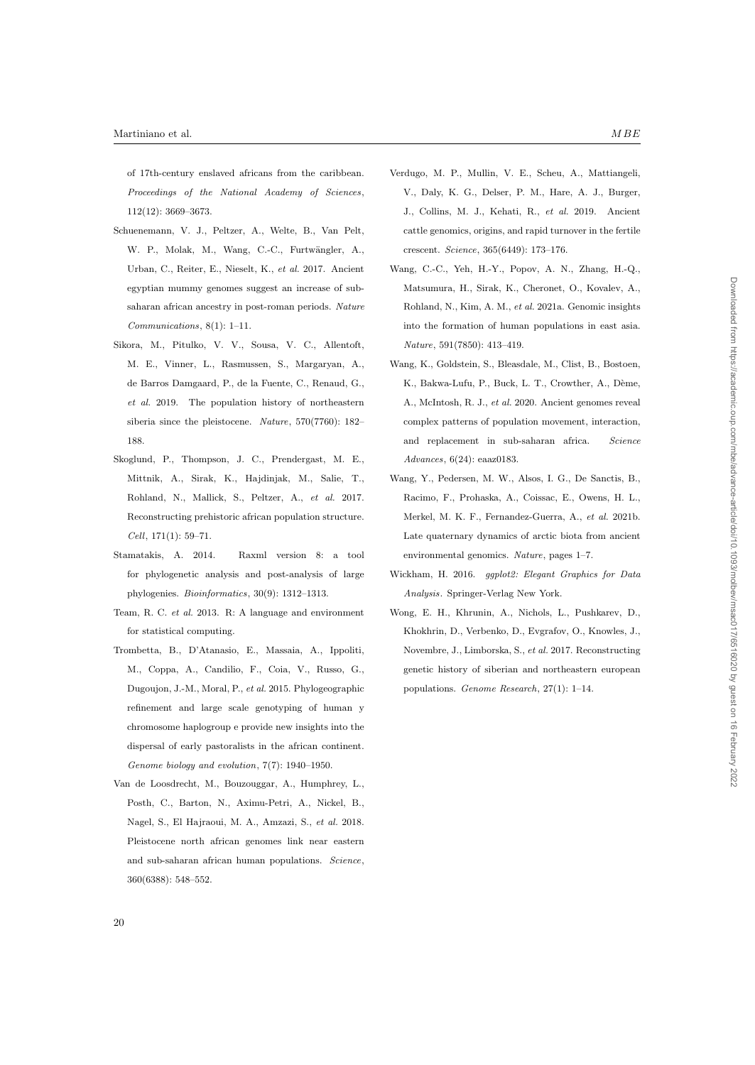of 17th-century enslaved africans from the caribbean. *Proceedings of the National Academy of Sciences*, 112(12): 3669–3673.

Schuenemann, V. J., Peltzer, A., Welte, B., Van Pelt, W. P., Molak, M., Wang, C.-C., Furtwängler, A., Urban, C., Reiter, E., Nieselt, K., *et al.* 2017. Ancient egyptian mummy genomes suggest an increase of sub-saharan african ancestry in post-roman periods. *Nature Communications*, 8(1): 1–11.

Sikora, M., Pitulko, V. V., Sousa, V. C., Allentoft, M. E., Vinner, L., Rasmussen, S., Margaryan, A., de Barros Damgaard, P., de la Fuente, C., Renaud, G., *et al.* 2019. The population history of northeastern siberia since the pleistocene. *Nature*, 570(7760): 182–188.

Skoglund, P., Thompson, J. C., Prendergast, M. E., Mittnik, A., Sirak, K., Hajdinjak, M., Salie, T., Rohland, N., Mallick, S., Peltzer, A., *et al.* 2017. Reconstructing prehistoric african population structure. *Cell*, 171(1): 59–71.

Stamatakis, A. 2014. Raxml version 8: a tool for phylogenetic analysis and post-analysis of large phylogenies. *Bioinformatics*, 30(9): 1312–1313.

Team, R. C. *et al.* 2013. R: A language and environment for statistical computing.

Trombetta, B., D'Atanasio, E., Massaia, A., Ippoliti, M., Coppa, A., Candilio, F., Coia, V., Russo, G., Dugoujon, J.-M., Moral, P., *et al.* 2015. Phylogeographic refinement and large scale genotyping of human y chromosome haplogroup e provide new insights into the dispersal of early pastoralists in the african continent. *Genome biology and evolution*, 7(7): 1940–1950.

Van de Loosdrecht, M., Bouzouggar, A., Humphrey, L., Posth, C., Barton, N., Aximu-Petri, A., Nickel, B., Nagel, S., El Hajraoui, M. A., Amzazi, S., *et al.* 2018. Pleistocene north african genomes link near eastern and sub-saharan african human populations. *Science*, 360(6388): 548–552.

Verdugo, M. P., Mullin, V. E., Scheu, A., Mattiangeli, V., Daly, K. G., Delser, P. M., Hare, A. J., Burger, J., Collins, M. J., Kehati, R., *et al.* 2019. Ancient cattle genomics, origins, and rapid turnover in the fertile crescent. *Science*, 365(6449): 173–176.

Wang, C.-C., Yeh, H.-Y., Popov, A. N., Zhang, H.-Q., Matsumura, H., Sirak, K., Cheronet, O., Kovalev, A., Rohland, N., Kim, A. M., *et al.* 2021a. Genomic insights into the formation of human populations in east asia. *Nature*, 591(7850): 413–419.

Wang, K., Goldstein, S., Bleasdale, M., Clist, B., Bostoen, K., Bakwa-Lufu, P., Buck, L. T., Crowther, A., Dème, A., McIntosh, R. J., *et al.* 2020. Ancient genomes reveal complex patterns of population movement, interaction, and replacement in sub-saharan africa. *Science Advances*, 6(24): eaaz0183.

Wang, Y., Pedersen, M. W., Alsos, I. G., De Sanctis, B., Racimo, F., Prohaska, A., Coissac, E., Owens, H. L., Merkel, M. K. F., Fernandez-Guerra, A., *et al.* 2021b. Late quaternary dynamics of arctic biota from ancient environmental genomics. *Nature*, pages 1–7.

Wickham, H. 2016. *ggplot2: Elegant Graphics for Data Analysis*. Springer-Verlag New York.

Wong, E. H., Khrunin, A., Nichols, L., Pushkarev, D., Khokhrin, D., Verbenko, D., Evgrafov, O., Knowles, J., Novembre, J., Limborska, S., *et al.* 2017. Reconstructing genetic history of siberian and northeastern european populations. *Genome Research*, 27(1): 1–14.